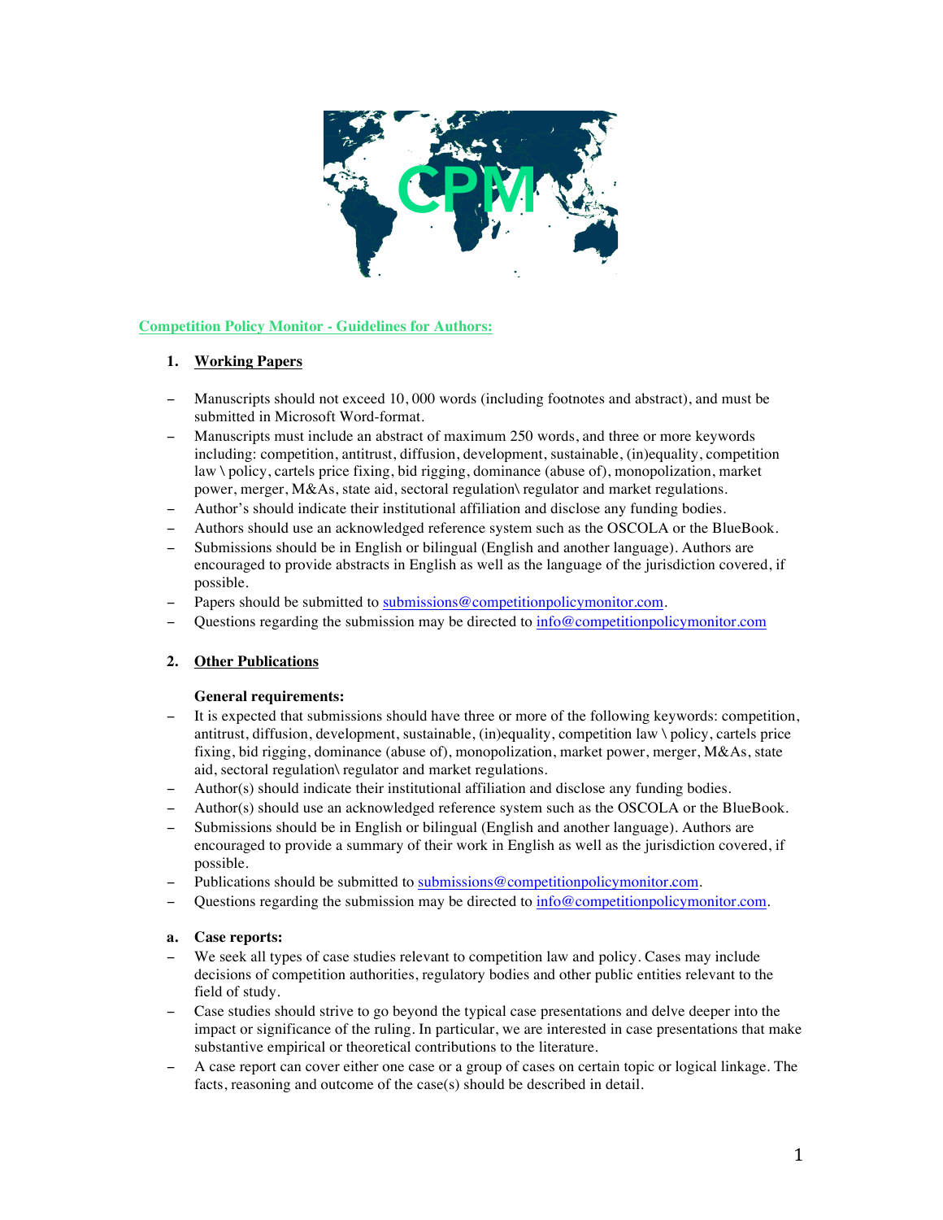## Competition Policy Monitor - Guidelines for Authors:

### 1. Working Papers

- Manuscripts should not exceed 10, 000 words (including footnotes and abstract), and must be submitted in Microsoft Word-format.
- Manuscripts must include an abstract of maximum 250 words, and three or more keywords including: competition, antitrust, diffusion, development, sustainable, (in)equality, competition law \ policy, cartels price fixing, bid rigging, dominance (abuse of), monopolization, market power, merger, M&As, state aid, sectoral regulation\ regulator and market regulations.
- Author's should indicate their institutional affiliation and disclose any funding bodies.
- Authors should use an acknowledged reference system such as the OSCOLA or the BlueBook.
- Submissions should be in English or bilingual (English and another language). Authors are encouraged to provide abstracts in English as well as the language of the jurisdiction covered, if possible.
- Papers should be submitted to submissions@competitionpolicymonitor.com.
- Questions regarding the submission may be directed to info@competitionpolicymonitor.com

### 2. Other Publications

**General requirements:**

- It is expected that submissions should have three or more of the following keywords: competition, antitrust, diffusion, development, sustainable, (in)equality, competition law \ policy, cartels price fixing, bid rigging, dominance (abuse of), monopolization, market power, merger, M&As, state aid, sectoral regulation\ regulator and market regulations.
- Author(s) should indicate their institutional affiliation and disclose any funding bodies.
- Author(s) should use an acknowledged reference system such as the OSCOLA or the BlueBook.
- Submissions should be in English or bilingual (English and another language). Authors are encouraged to provide a summary of their work in English as well as the jurisdiction covered, if possible.
- Publications should be submitted to submissions@competitionpolicymonitor.com.
- Questions regarding the submission may be directed to info@competitionpolicymonitor.com.

**a. Case reports:**

- We seek all types of case studies relevant to competition law and policy. Cases may include decisions of competition authorities, regulatory bodies and other public entities relevant to the field of study.
- Case studies should strive to go beyond the typical case presentations and delve deeper into the impact or significance of the ruling. In particular, we are interested in case presentations that make substantive empirical or theoretical contributions to the literature.
- A case report can cover either one case or a group of cases on certain topic or logical linkage. The facts, reasoning and outcome of the case(s) should be described in detail.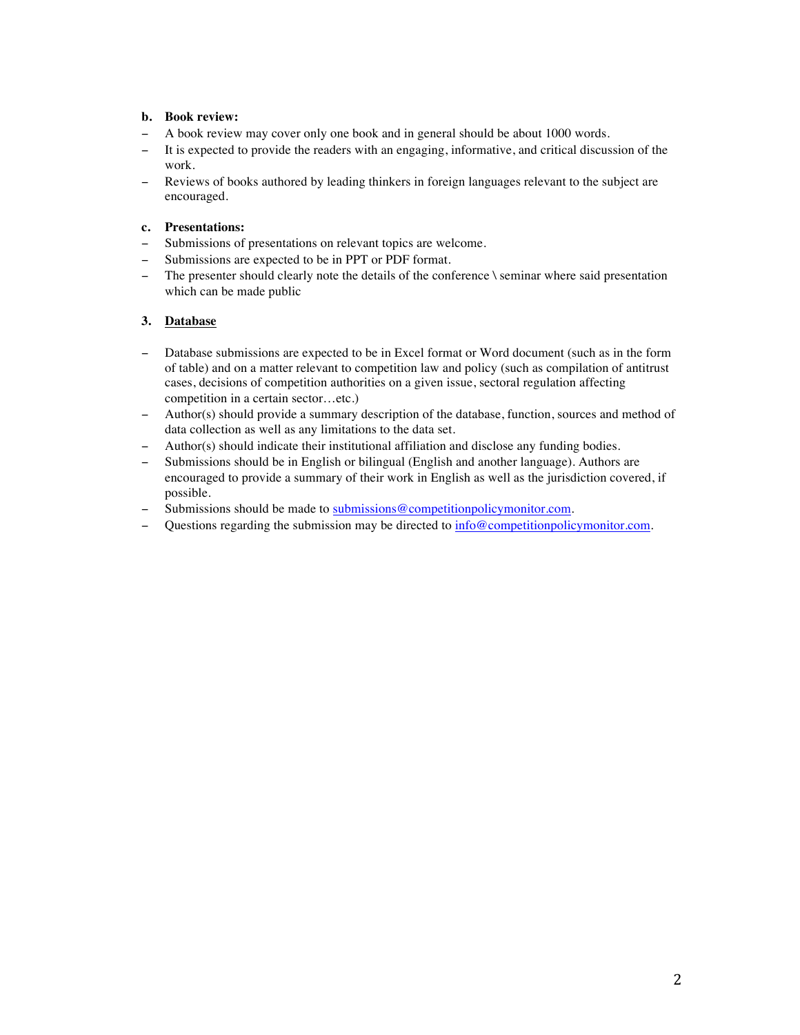**b. Book review:**

- A book review may cover only one book and in general should be about 1000 words.
- It is expected to provide the readers with an engaging, informative, and critical discussion of the work.
- Reviews of books authored by leading thinkers in foreign languages relevant to the subject are encouraged.

**c. Presentations:**

- Submissions of presentations on relevant topics are welcome.
- Submissions are expected to be in PPT or PDF format.
- The presenter should clearly note the details of the conference \ seminar where said presentation which can be made public

## 3. Database

- Database submissions are expected to be in Excel format or Word document (such as in the form of table) and on a matter relevant to competition law and policy (such as compilation of antitrust cases, decisions of competition authorities on a given issue, sectoral regulation affecting competition in a certain sector…etc.)
- Author(s) should provide a summary description of the database, function, sources and method of data collection as well as any limitations to the data set.
- Author(s) should indicate their institutional affiliation and disclose any funding bodies.
- Submissions should be in English or bilingual (English and another language). Authors are encouraged to provide a summary of their work in English as well as the jurisdiction covered, if possible.
- Submissions should be made to submissions@competitionpolicymonitor.com.
- Questions regarding the submission may be directed to info@competitionpolicymonitor.com.